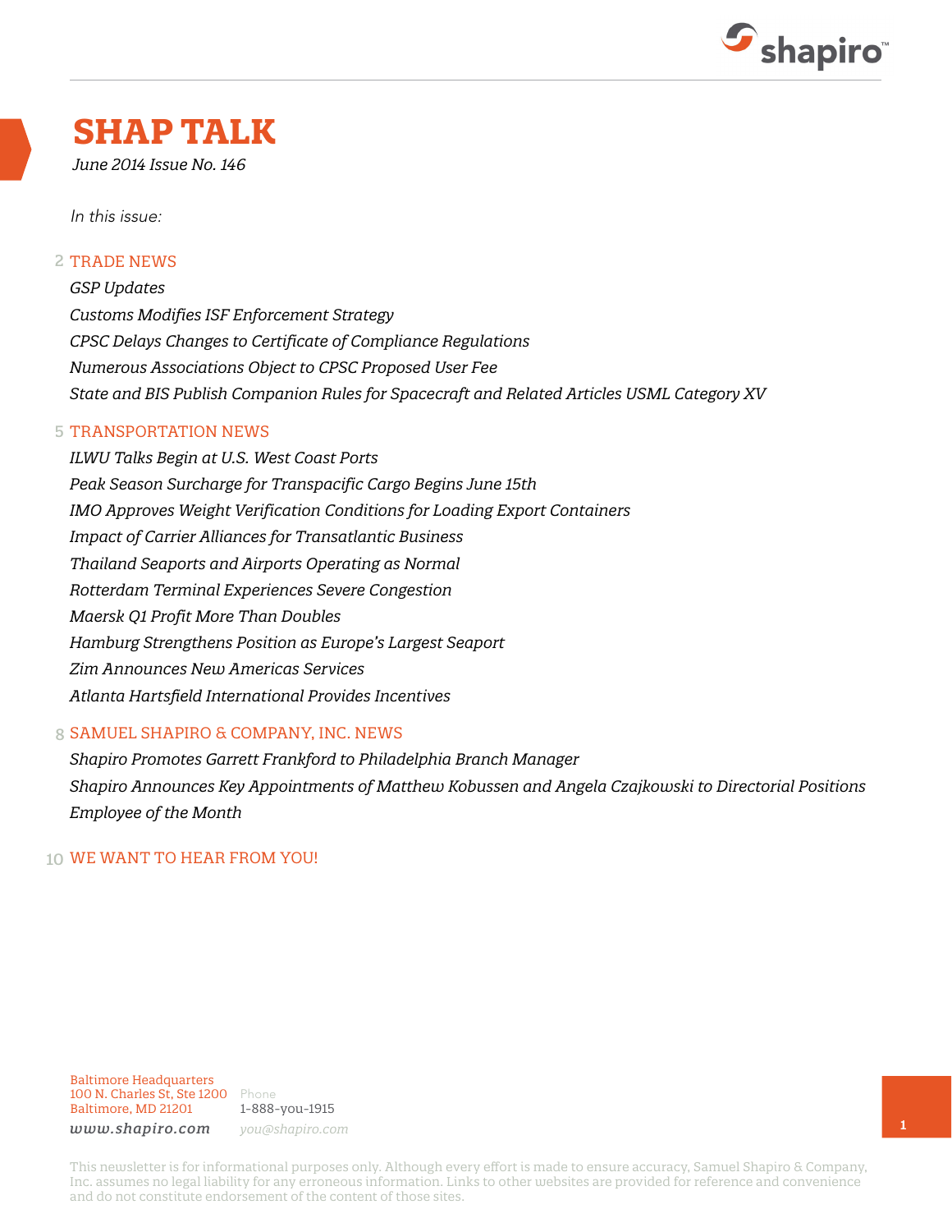# SHAP TALK

*June 2014 Issue No. 146*

*In this issue:*

2 TRADE NEWS

*GSP Updates*

*Customs Modifies ISF Enforcement Strategy*

*CPSC Delays Changes to Certificate of Compliance Regulations*

*Numerous Associations Object to CPSC Proposed User Fee*

*State and BIS Publish Companion Rules for Spacecraft and Related Articles USML Category XV*

5 TRANSPORTATION NEWS

*ILWU Talks Begin at U.S. West Coast Ports*

*Peak Season Surcharge for Transpacific Cargo Begins June 15th*

*IMO Approves Weight Verification Conditions for Loading Export Containers*

*Impact of Carrier Alliances for Transatlantic Business*

*Thailand Seaports and Airports Operating as Normal*

*Rotterdam Terminal Experiences Severe Congestion*

*Maersk Q1 Profit More Than Doubles*

*Hamburg Strengthens Position as Europe's Largest Seaport*

*Zim Announces New Americas Services*

*Atlanta Hartsfield International Provides Incentives*

8 SAMUEL SHAPIRO & COMPANY, INC. NEWS

*Shapiro Promotes Garrett Frankford to Philadelphia Branch Manager*

*Shapiro Announces Key Appointments of Matthew Kobussen and Angela Czajkowski to Directorial Positions*

*Employee of the Month*

10 WE WANT TO HEAR FROM YOU!

Baltimore Headquarters
100 N. Charles St, Ste 1200
Baltimore, MD 21201

Phone
1-888-you-1915

*www.shapiro.com*

*you@shapiro.com*

This newsletter is for informational purposes only. Although every effort is made to ensure accuracy, Samuel Shapiro & Company, Inc. assumes no legal liability for any erroneous information. Links to other websites are provided for reference and convenience and do not constitute endorsement of the content of those sites.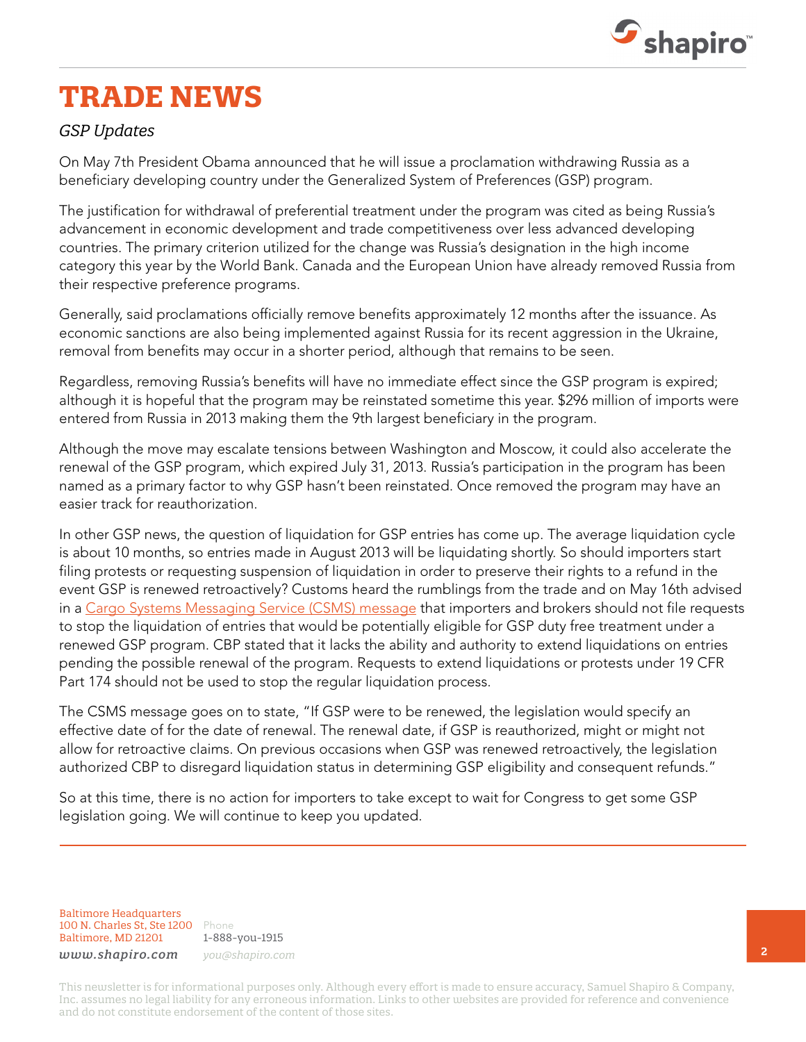# TRADE NEWS

*GSP Updates*

On May 7th President Obama announced that he will issue a proclamation withdrawing Russia as a beneficiary developing country under the Generalized System of Preferences (GSP) program.

The justification for withdrawal of preferential treatment under the program was cited as being Russia's advancement in economic development and trade competitiveness over less advanced developing countries. The primary criterion utilized for the change was Russia's designation in the high income category this year by the World Bank. Canada and the European Union have already removed Russia from their respective preference programs.

Generally, said proclamations officially remove benefits approximately 12 months after the issuance. As economic sanctions are also being implemented against Russia for its recent aggression in the Ukraine, removal from benefits may occur in a shorter period, although that remains to be seen.

Regardless, removing Russia's benefits will have no immediate effect since the GSP program is expired; although it is hopeful that the program may be reinstated sometime this year. $296 million of imports were entered from Russia in 2013 making them the 9th largest beneficiary in the program.

Although the move may escalate tensions between Washington and Moscow, it could also accelerate the renewal of the GSP program, which expired July 31, 2013. Russia's participation in the program has been named as a primary factor to why GSP hasn't been reinstated. Once removed the program may have an easier track for reauthorization.

In other GSP news, the question of liquidation for GSP entries has come up. The average liquidation cycle is about 10 months, so entries made in August 2013 will be liquidating shortly. So should importers start filing protests or requesting suspension of liquidation in order to preserve their rights to a refund in the event GSP is renewed retroactively? Customs heard the rumblings from the trade and on May 16th advised in a Cargo Systems Messaging Service (CSMS) message that importers and brokers should not file requests to stop the liquidation of entries that would be potentially eligible for GSP duty free treatment under a renewed GSP program. CBP stated that it lacks the ability and authority to extend liquidations on entries pending the possible renewal of the program. Requests to extend liquidations or protests under 19 CFR Part 174 should not be used to stop the regular liquidation process.

The CSMS message goes on to state, "If GSP were to be renewed, the legislation would specify an effective date of for the date of renewal. The renewal date, if GSP is reauthorized, might or might not allow for retroactive claims. On previous occasions when GSP was renewed retroactively, the legislation authorized CBP to disregard liquidation status in determining GSP eligibility and consequent refunds."

So at this time, there is no action for importers to take except to wait for Congress to get some GSP legislation going. We will continue to keep you updated.

---

Baltimore Headquarters
100 N. Charles St, Ste 1200
Baltimore, MD 21201

Phone
1-888-you-1915

*www.shapiro.com*

*you@shapiro.com*

This newsletter is for informational purposes only. Although every effort is made to ensure accuracy, Samuel Shapiro & Company, Inc. assumes no legal liability for any erroneous information. Links to other websites are provided for reference and convenience and do not constitute endorsement of the content of those sites.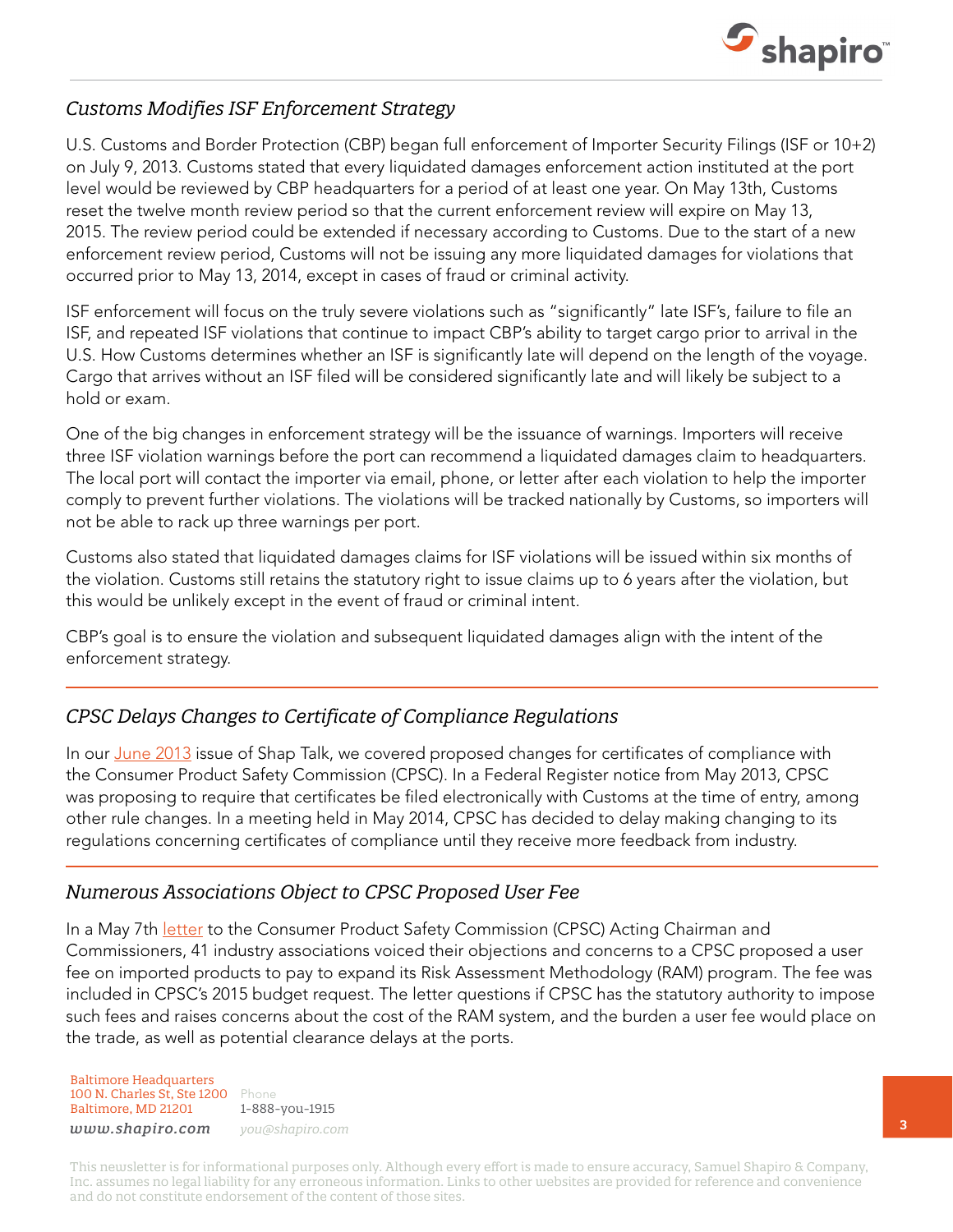## *Customs Modifies ISF Enforcement Strategy*

U.S. Customs and Border Protection (CBP) began full enforcement of Importer Security Filings (ISF or 10+2) on July 9, 2013. Customs stated that every liquidated damages enforcement action instituted at the port level would be reviewed by CBP headquarters for a period of at least one year. On May 13th, Customs reset the twelve month review period so that the current enforcement review will expire on May 13, 2015. The review period could be extended if necessary according to Customs. Due to the start of a new enforcement review period, Customs will not be issuing any more liquidated damages for violations that occurred prior to May 13, 2014, except in cases of fraud or criminal activity.

ISF enforcement will focus on the truly severe violations such as "significantly" late ISF's, failure to file an ISF, and repeated ISF violations that continue to impact CBP's ability to target cargo prior to arrival in the U.S. How Customs determines whether an ISF is significantly late will depend on the length of the voyage. Cargo that arrives without an ISF filed will be considered significantly late and will likely be subject to a hold or exam.

One of the big changes in enforcement strategy will be the issuance of warnings. Importers will receive three ISF violation warnings before the port can recommend a liquidated damages claim to headquarters. The local port will contact the importer via email, phone, or letter after each violation to help the importer comply to prevent further violations. The violations will be tracked nationally by Customs, so importers will not be able to rack up three warnings per port.

Customs also stated that liquidated damages claims for ISF violations will be issued within six months of the violation. Customs still retains the statutory right to issue claims up to 6 years after the violation, but this would be unlikely except in the event of fraud or criminal intent.

CBP's goal is to ensure the violation and subsequent liquidated damages align with the intent of the enforcement strategy.

---

## *CPSC Delays Changes to Certificate of Compliance Regulations*

In our June 2013 issue of Shap Talk, we covered proposed changes for certificates of compliance with the Consumer Product Safety Commission (CPSC). In a Federal Register notice from May 2013, CPSC was proposing to require that certificates be filed electronically with Customs at the time of entry, among other rule changes. In a meeting held in May 2014, CPSC has decided to delay making changing to its regulations concerning certificates of compliance until they receive more feedback from industry.

---

## *Numerous Associations Object to CPSC Proposed User Fee*

In a May 7th letter to the Consumer Product Safety Commission (CPSC) Acting Chairman and Commissioners, 41 industry associations voiced their objections and concerns to a CPSC proposed a user fee on imported products to pay to expand its Risk Assessment Methodology (RAM) program. The fee was included in CPSC's 2015 budget request. The letter questions if CPSC has the statutory authority to impose such fees and raises concerns about the cost of the RAM system, and the burden a user fee would place on the trade, as well as potential clearance delays at the ports.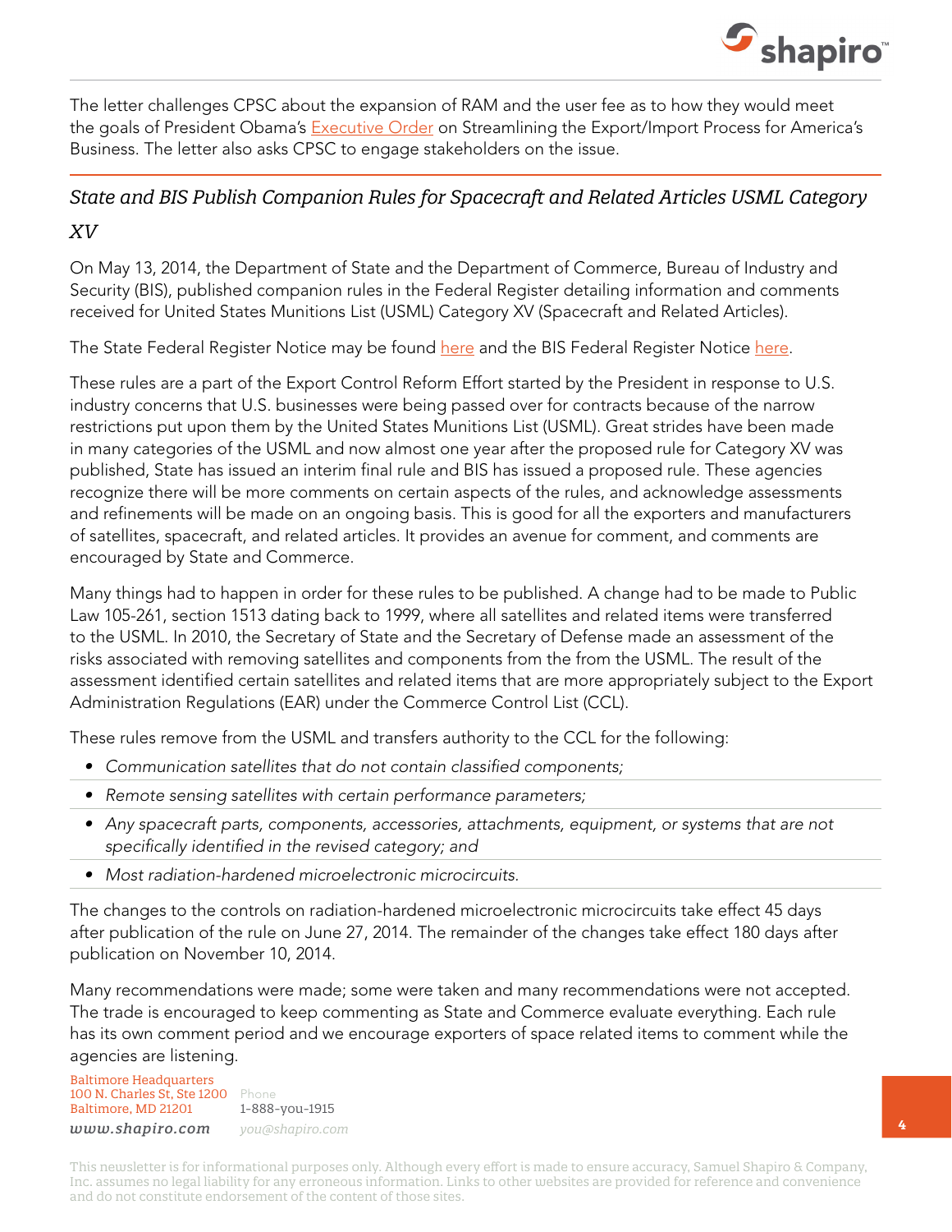The letter challenges CPSC about the expansion of RAM and the user fee as to how they would meet the goals of President Obama's Executive Order on Streamlining the Export/Import Process for America's Business. The letter also asks CPSC to engage stakeholders on the issue.

## *State and BIS Publish Companion Rules for Spacecraft and Related Articles USML Category XV*

On May 13, 2014, the Department of State and the Department of Commerce, Bureau of Industry and Security (BIS), published companion rules in the Federal Register detailing information and comments received for United States Munitions List (USML) Category XV (Spacecraft and Related Articles).

The State Federal Register Notice may be found here and the BIS Federal Register Notice here.

These rules are a part of the Export Control Reform Effort started by the President in response to U.S. industry concerns that U.S. businesses were being passed over for contracts because of the narrow restrictions put upon them by the United States Munitions List (USML). Great strides have been made in many categories of the USML and now almost one year after the proposed rule for Category XV was published, State has issued an interim final rule and BIS has issued a proposed rule. These agencies recognize there will be more comments on certain aspects of the rules, and acknowledge assessments and refinements will be made on an ongoing basis. This is good for all the exporters and manufacturers of satellites, spacecraft, and related articles. It provides an avenue for comment, and comments are encouraged by State and Commerce.

Many things had to happen in order for these rules to be published. A change had to be made to Public Law 105-261, section 1513 dating back to 1999, where all satellites and related items were transferred to the USML. In 2010, the Secretary of State and the Secretary of Defense made an assessment of the risks associated with removing satellites and components from the from the USML. The result of the assessment identified certain satellites and related items that are more appropriately subject to the Export Administration Regulations (EAR) under the Commerce Control List (CCL).

These rules remove from the USML and transfers authority to the CCL for the following:

- *Communication satellites that do not contain classified components;*
- *Remote sensing satellites with certain performance parameters;*
- *Any spacecraft parts, components, accessories, attachments, equipment, or systems that are not specifically identified in the revised category; and*
- *Most radiation-hardened microelectronic microcircuits.*

The changes to the controls on radiation-hardened microelectronic microcircuits take effect 45 days after publication of the rule on June 27, 2014. The remainder of the changes take effect 180 days after publication on November 10, 2014.

Many recommendations were made; some were taken and many recommendations were not accepted. The trade is encouraged to keep commenting as State and Commerce evaluate everything. Each rule has its own comment period and we encourage exporters of space related items to comment while the agencies are listening.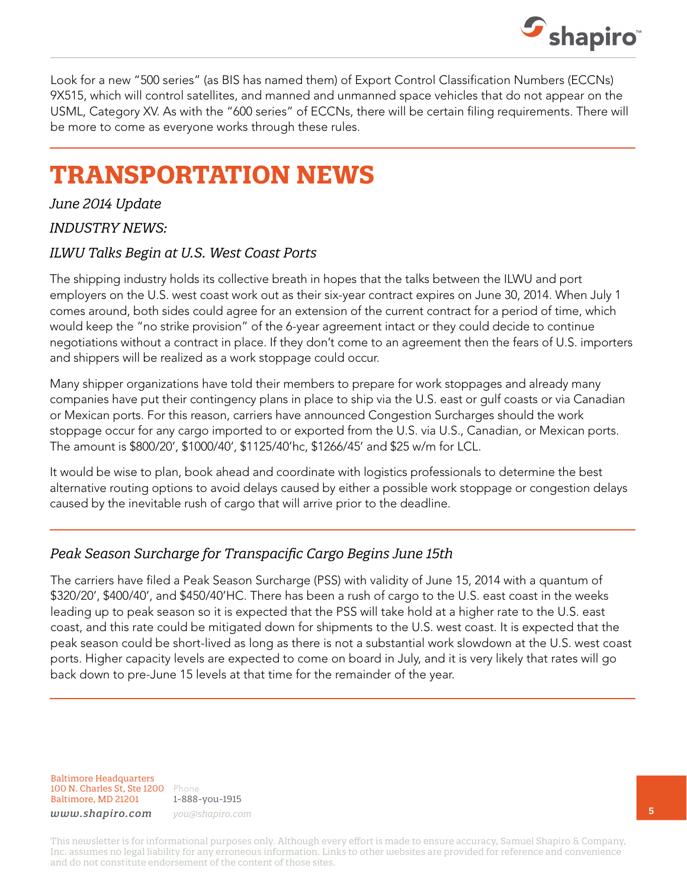Look for a new "500 series" (as BIS has named them) of Export Control Classification Numbers (ECCNs) 9X515, which will control satellites, and manned and unmanned space vehicles that do not appear on the USML, Category XV. As with the "600 series" of ECCNs, there will be certain filing requirements. There will be more to come as everyone works through these rules.

# TRANSPORTATION NEWS

*June 2014 Update*

*INDUSTRY NEWS:*

### *ILWU Talks Begin at U.S. West Coast Ports*

The shipping industry holds its collective breath in hopes that the talks between the ILWU and port employers on the U.S. west coast work out as their six-year contract expires on June 30, 2014. When July 1 comes around, both sides could agree for an extension of the current contract for a period of time, which would keep the "no strike provision" of the 6-year agreement intact or they could decide to continue negotiations without a contract in place. If they don't come to an agreement then the fears of U.S. importers and shippers will be realized as a work stoppage could occur.

Many shipper organizations have told their members to prepare for work stoppages and already many companies have put their contingency plans in place to ship via the U.S. east or gulf coasts or via Canadian or Mexican ports. For this reason, carriers have announced Congestion Surcharges should the work stoppage occur for any cargo imported to or exported from the U.S. via U.S., Canadian, or Mexican ports. The amount is $800/20', $1000/40', $1125/40'hc, $1266/45' and $25 w/m for LCL.

It would be wise to plan, book ahead and coordinate with logistics professionals to determine the best alternative routing options to avoid delays caused by either a possible work stoppage or congestion delays caused by the inevitable rush of cargo that will arrive prior to the deadline.

### *Peak Season Surcharge for Transpacific Cargo Begins June 15th*

The carriers have filed a Peak Season Surcharge (PSS) with validity of June 15, 2014 with a quantum of $320/20', $400/40', and $450/40'HC. There has been a rush of cargo to the U.S. east coast in the weeks leading up to peak season so it is expected that the PSS will take hold at a higher rate to the U.S. east coast, and this rate could be mitigated down for shipments to the U.S. west coast. It is expected that the peak season could be short-lived as long as there is not a substantial work slowdown at the U.S. west coast ports. Higher capacity levels are expected to come on board in July, and it is very likely that rates will go back down to pre-June 15 levels at that time for the remainder of the year.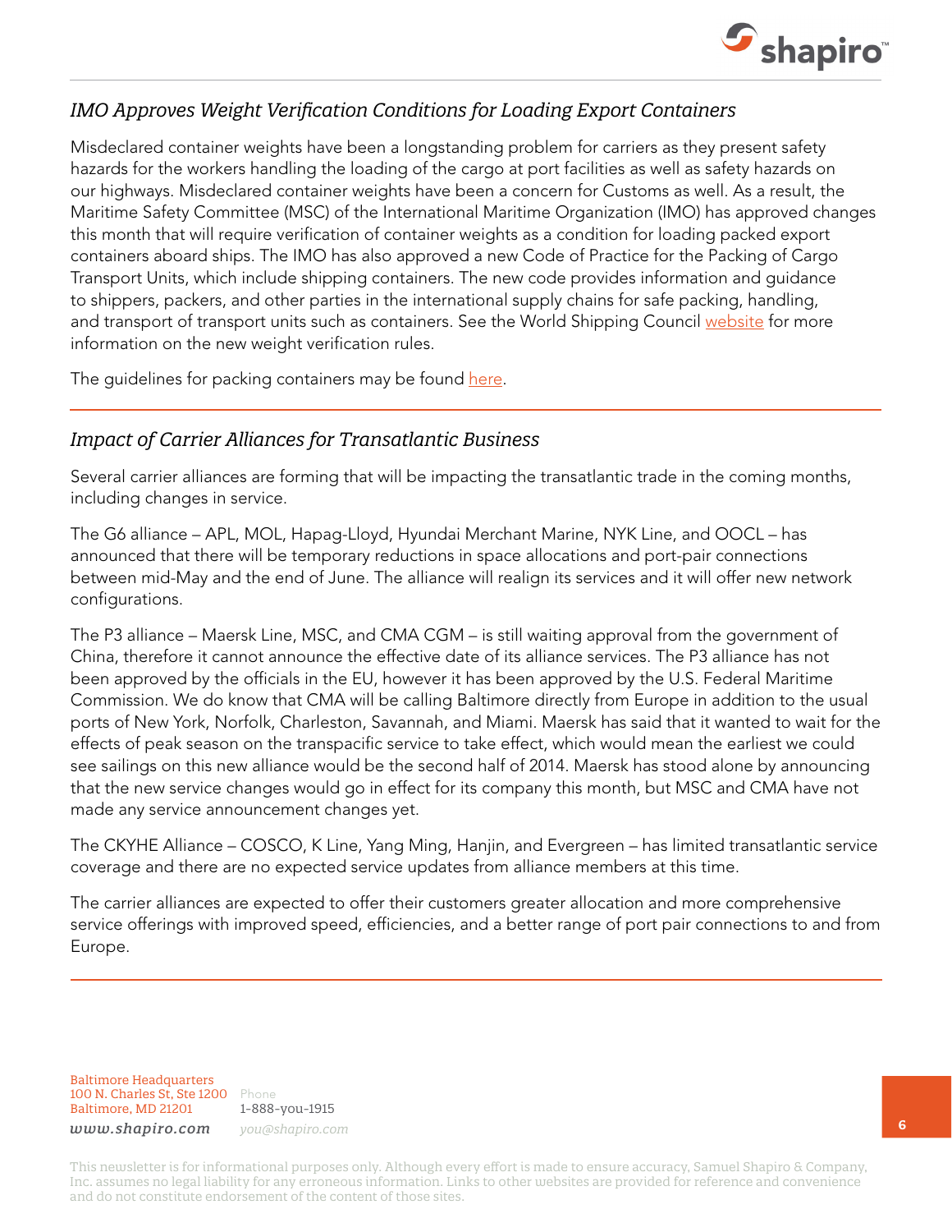## *IMO Approves Weight Verification Conditions for Loading Export Containers*

Misdeclared container weights have been a longstanding problem for carriers as they present safety hazards for the workers handling the loading of the cargo at port facilities as well as safety hazards on our highways. Misdeclared container weights have been a concern for Customs as well. As a result, the Maritime Safety Committee (MSC) of the International Maritime Organization (IMO) has approved changes this month that will require verification of container weights as a condition for loading packed export containers aboard ships. The IMO has also approved a new Code of Practice for the Packing of Cargo Transport Units, which include shipping containers. The new code provides information and guidance to shippers, packers, and other parties in the international supply chains for safe packing, handling, and transport of transport units such as containers. See the World Shipping Council website for more information on the new weight verification rules.

The guidelines for packing containers may be found here.

---

## *Impact of Carrier Alliances for Transatlantic Business*

Several carrier alliances are forming that will be impacting the transatlantic trade in the coming months, including changes in service.

The G6 alliance – APL, MOL, Hapag-Lloyd, Hyundai Merchant Marine, NYK Line, and OOCL – has announced that there will be temporary reductions in space allocations and port-pair connections between mid-May and the end of June. The alliance will realign its services and it will offer new network configurations.

The P3 alliance – Maersk Line, MSC, and CMA CGM – is still waiting approval from the government of China, therefore it cannot announce the effective date of its alliance services. The P3 alliance has not been approved by the officials in the EU, however it has been approved by the U.S. Federal Maritime Commission. We do know that CMA will be calling Baltimore directly from Europe in addition to the usual ports of New York, Norfolk, Charleston, Savannah, and Miami. Maersk has said that it wanted to wait for the effects of peak season on the transpacific service to take effect, which would mean the earliest we could see sailings on this new alliance would be the second half of 2014. Maersk has stood alone by announcing that the new service changes would go in effect for its company this month, but MSC and CMA have not made any service announcement changes yet.

The CKYHE Alliance – COSCO, K Line, Yang Ming, Hanjin, and Evergreen – has limited transatlantic service coverage and there are no expected service updates from alliance members at this time.

The carrier alliances are expected to offer their customers greater allocation and more comprehensive service offerings with improved speed, efficiencies, and a better range of port pair connections to and from Europe.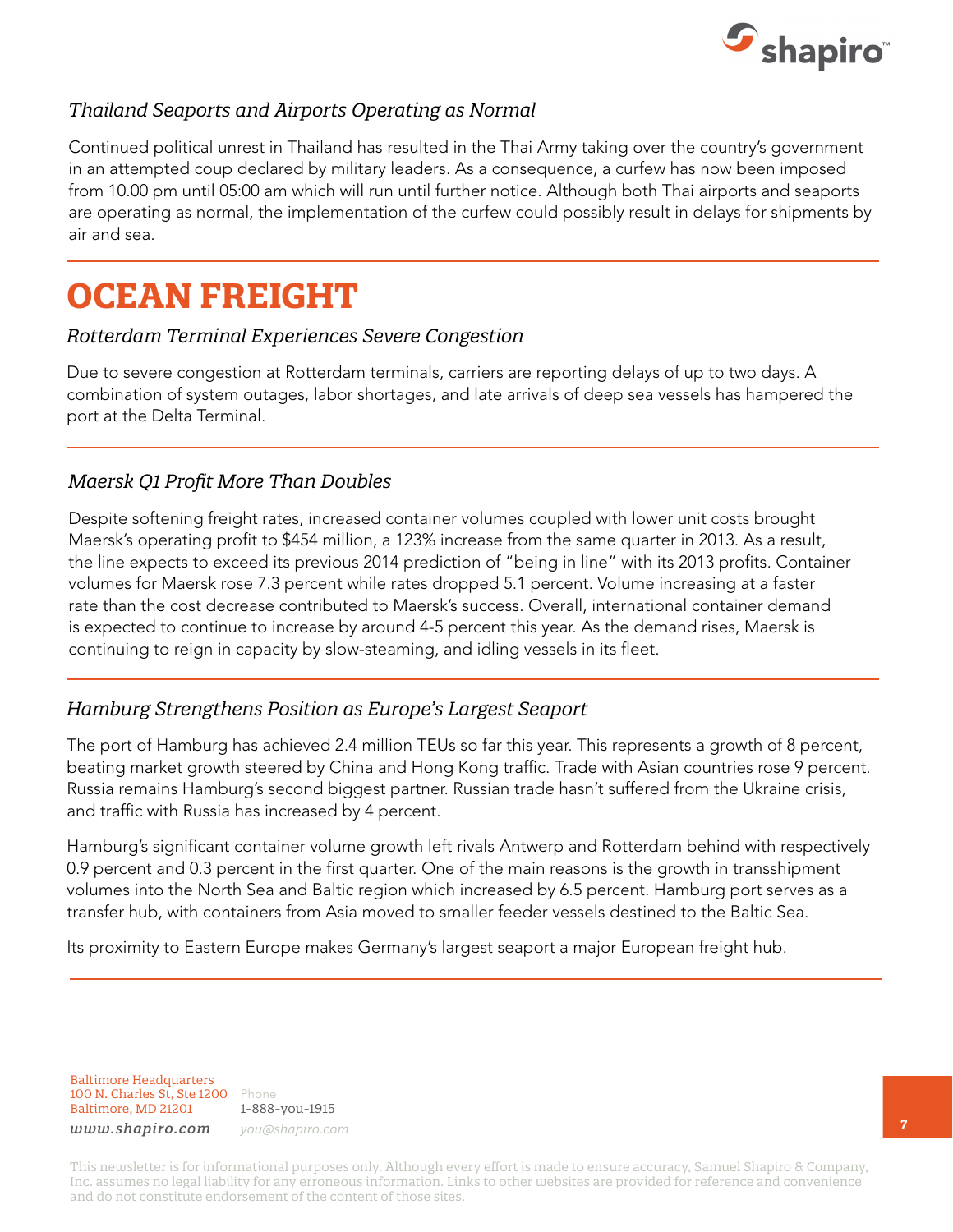### *Thailand Seaports and Airports Operating as Normal*

Continued political unrest in Thailand has resulted in the Thai Army taking over the country's government in an attempted coup declared by military leaders. As a consequence, a curfew has now been imposed from 10.00 pm until 05:00 am which will run until further notice. Although both Thai airports and seaports are operating as normal, the implementation of the curfew could possibly result in delays for shipments by air and sea.

# OCEAN FREIGHT

### *Rotterdam Terminal Experiences Severe Congestion*

Due to severe congestion at Rotterdam terminals, carriers are reporting delays of up to two days. A combination of system outages, labor shortages, and late arrivals of deep sea vessels has hampered the port at the Delta Terminal.

### *Maersk Q1 Profit More Than Doubles*

Despite softening freight rates, increased container volumes coupled with lower unit costs brought Maersk's operating profit to $454 million, a 123% increase from the same quarter in 2013. As a result, the line expects to exceed its previous 2014 prediction of "being in line" with its 2013 profits. Container volumes for Maersk rose 7.3 percent while rates dropped 5.1 percent. Volume increasing at a faster rate than the cost decrease contributed to Maersk's success. Overall, international container demand is expected to continue to increase by around 4-5 percent this year. As the demand rises, Maersk is continuing to reign in capacity by slow-steaming, and idling vessels in its fleet.

### *Hamburg Strengthens Position as Europe's Largest Seaport*

The port of Hamburg has achieved 2.4 million TEUs so far this year. This represents a growth of 8 percent, beating market growth steered by China and Hong Kong traffic. Trade with Asian countries rose 9 percent. Russia remains Hamburg's second biggest partner. Russian trade hasn't suffered from the Ukraine crisis, and traffic with Russia has increased by 4 percent.

Hamburg's significant container volume growth left rivals Antwerp and Rotterdam behind with respectively 0.9 percent and 0.3 percent in the first quarter. One of the main reasons is the growth in transshipment volumes into the North Sea and Baltic region which increased by 6.5 percent. Hamburg port serves as a transfer hub, with containers from Asia moved to smaller feeder vessels destined to the Baltic Sea.

Its proximity to Eastern Europe makes Germany's largest seaport a major European freight hub.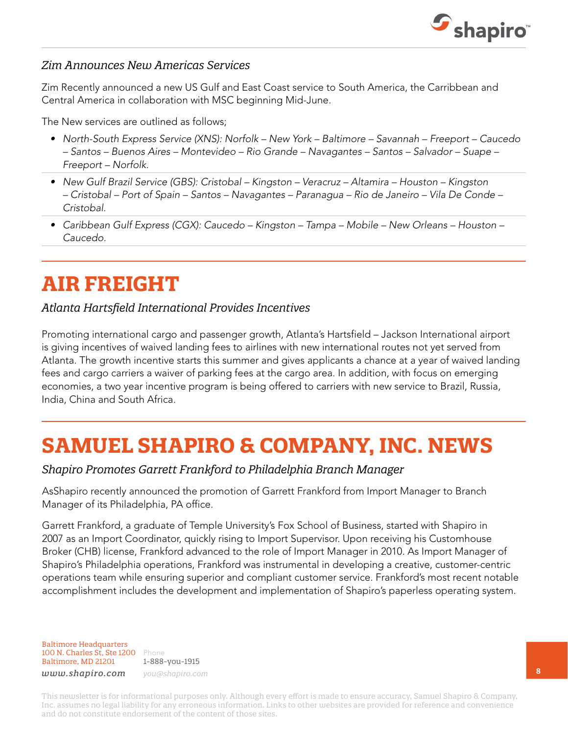### *Zim Announces New Americas Services*

Zim Recently announced a new US Gulf and East Coast service to South America, the Carribbean and Central America in collaboration with MSC beginning Mid-June.

The New services are outlined as follows;

- *North-South Express Service (XNS): Norfolk – New York – Baltimore – Savannah – Freeport – Caucedo – Santos – Buenos Aires – Montevideo – Rio Grande – Navagantes – Santos – Salvador – Suape – Freeport – Norfolk.*
- *New Gulf Brazil Service (GBS): Cristobal – Kingston – Veracruz – Altamira – Houston – Kingston – Cristobal – Port of Spain – Santos – Navagantes – Paranagua – Rio de Janeiro – Vila De Conde – Cristobal.*
- *Caribbean Gulf Express (CGX): Caucedo – Kingston – Tampa – Mobile – New Orleans – Houston – Caucedo.*

# AIR FREIGHT

### *Atlanta Hartsfield International Provides Incentives*

Promoting international cargo and passenger growth, Atlanta's Hartsfield – Jackson International airport is giving incentives of waived landing fees to airlines with new international routes not yet served from Atlanta. The growth incentive starts this summer and gives applicants a chance at a year of waived landing fees and cargo carriers a waiver of parking fees at the cargo area. In addition, with focus on emerging economies, a two year incentive program is being offered to carriers with new service to Brazil, Russia, India, China and South Africa.

# SAMUEL SHAPIRO & COMPANY, INC. NEWS

### *Shapiro Promotes Garrett Frankford to Philadelphia Branch Manager*

AsShapiro recently announced the promotion of Garrett Frankford from Import Manager to Branch Manager of its Philadelphia, PA office.

Garrett Frankford, a graduate of Temple University's Fox School of Business, started with Shapiro in 2007 as an Import Coordinator, quickly rising to Import Supervisor. Upon receiving his Customhouse Broker (CHB) license, Frankford advanced to the role of Import Manager in 2010. As Import Manager of Shapiro's Philadelphia operations, Frankford was instrumental in developing a creative, customer-centric operations team while ensuring superior and compliant customer service. Frankford's most recent notable accomplishment includes the development and implementation of Shapiro's paperless operating system.

Baltimore Headquarters
100 N. Charles St, Ste 1200
Baltimore, MD 21201
*www.shapiro.com*

Phone
1-888-you-1915
*you@shapiro.com*

This newsletter is for informational purposes only. Although every effort is made to ensure accuracy, Samuel Shapiro & Company, Inc. assumes no legal liability for any erroneous information. Links to other websites are provided for reference and convenience and do not constitute endorsement of the content of those sites.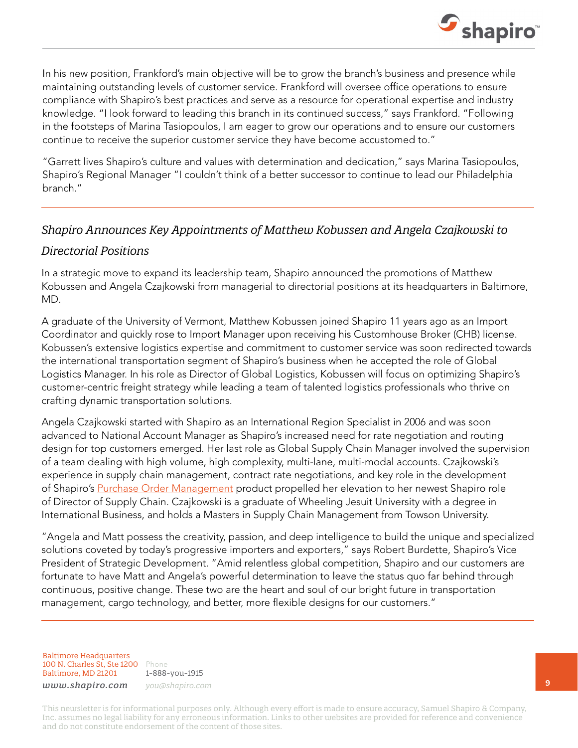In his new position, Frankford's main objective will be to grow the branch's business and presence while maintaining outstanding levels of customer service. Frankford will oversee office operations to ensure compliance with Shapiro's best practices and serve as a resource for operational expertise and industry knowledge. "I look forward to leading this branch in its continued success," says Frankford. "Following in the footsteps of Marina Tasiopoulos, I am eager to grow our operations and to ensure our customers continue to receive the superior customer service they have become accustomed to."

"Garrett lives Shapiro's culture and values with determination and dedication," says Marina Tasiopoulos, Shapiro's Regional Manager "I couldn't think of a better successor to continue to lead our Philadelphia branch."

---

## *Shapiro Announces Key Appointments of Matthew Kobussen and Angela Czajkowski to Directorial Positions*

In a strategic move to expand its leadership team, Shapiro announced the promotions of Matthew Kobussen and Angela Czajkowski from managerial to directorial positions at its headquarters in Baltimore, MD.

A graduate of the University of Vermont, Matthew Kobussen joined Shapiro 11 years ago as an Import Coordinator and quickly rose to Import Manager upon receiving his Customhouse Broker (CHB) license. Kobussen's extensive logistics expertise and commitment to customer service was soon redirected towards the international transportation segment of Shapiro's business when he accepted the role of Global Logistics Manager. In his role as Director of Global Logistics, Kobussen will focus on optimizing Shapiro's customer-centric freight strategy while leading a team of talented logistics professionals who thrive on crafting dynamic transportation solutions.

Angela Czajkowski started with Shapiro as an International Region Specialist in 2006 and was soon advanced to National Account Manager as Shapiro's increased need for rate negotiation and routing design for top customers emerged. Her last role as Global Supply Chain Manager involved the supervision of a team dealing with high volume, high complexity, multi-lane, multi-modal accounts. Czajkowski's experience in supply chain management, contract rate negotiations, and key role in the development of Shapiro's Purchase Order Management product propelled her elevation to her newest Shapiro role of Director of Supply Chain. Czajkowski is a graduate of Wheeling Jesuit University with a degree in International Business, and holds a Masters in Supply Chain Management from Towson University.

"Angela and Matt possess the creativity, passion, and deep intelligence to build the unique and specialized solutions coveted by today's progressive importers and exporters," says Robert Burdette, Shapiro's Vice President of Strategic Development. "Amid relentless global competition, Shapiro and our customers are fortunate to have Matt and Angela's powerful determination to leave the status quo far behind through continuous, positive change. These two are the heart and soul of our bright future in transportation management, cargo technology, and better, more flexible designs for our customers."

---

Baltimore Headquarters
100 N. Charles St, Ste 1200
Baltimore, MD 21201
*www.shapiro.com*

Phone
1-888-you-1915
*you@shapiro.com*

This newsletter is for informational purposes only. Although every effort is made to ensure accuracy, Samuel Shapiro & Company, Inc. assumes no legal liability for any erroneous information. Links to other websites are provided for reference and convenience and do not constitute endorsement of the content of those sites.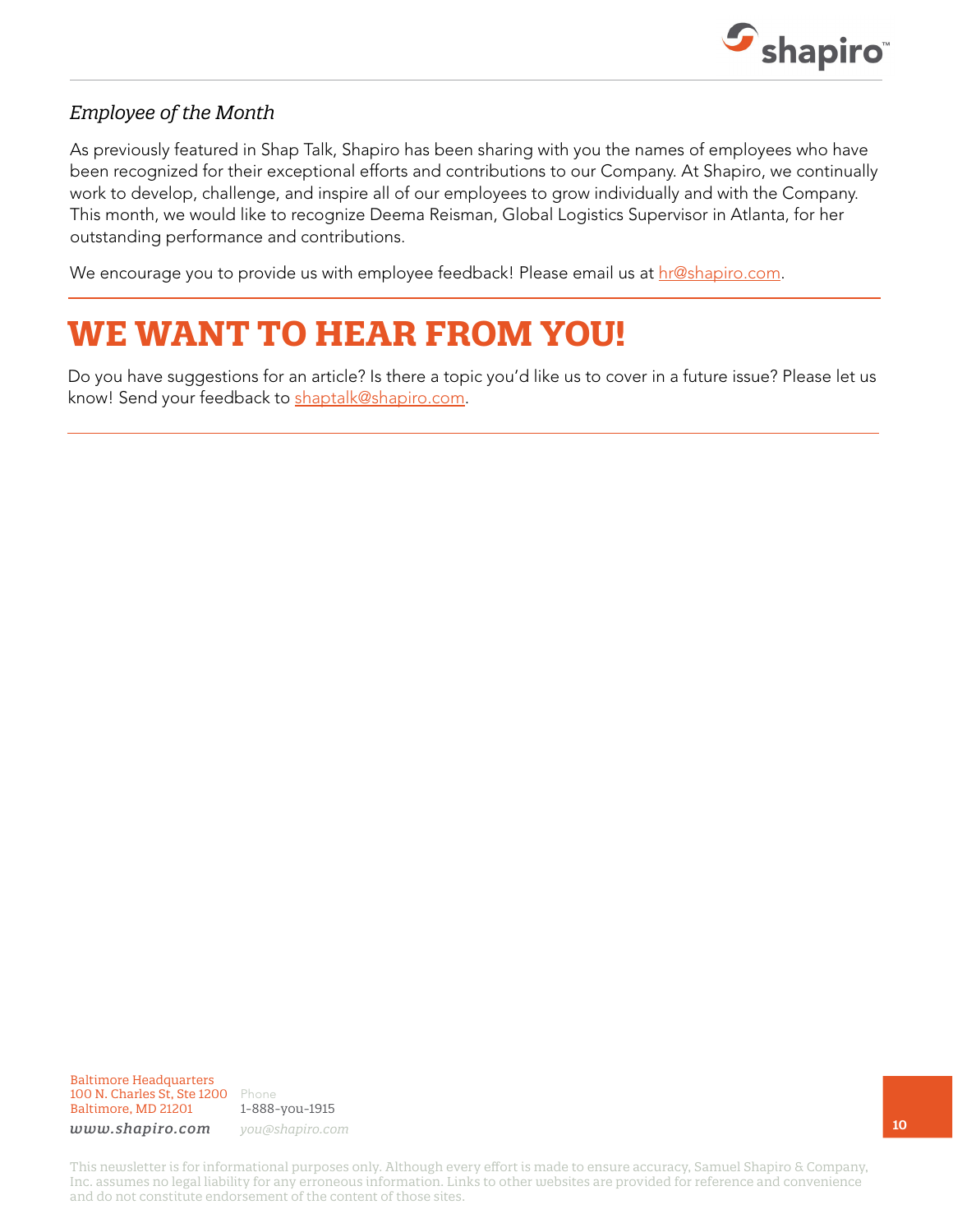*Employee of the Month*

As previously featured in Shap Talk, Shapiro has been sharing with you the names of employees who have been recognized for their exceptional efforts and contributions to our Company. At Shapiro, we continually work to develop, challenge, and inspire all of our employees to grow individually and with the Company. This month, we would like to recognize Deema Reisman, Global Logistics Supervisor in Atlanta, for her outstanding performance and contributions.

We encourage you to provide us with employee feedback! Please email us at hr@shapiro.com.

# WE WANT TO HEAR FROM YOU!

Do you have suggestions for an article? Is there a topic you'd like us to cover in a future issue? Please let us know! Send your feedback to shaptalk@shapiro.com.

Baltimore Headquarters
100 N. Charles St, Ste 1200
Baltimore, MD 21201
*www.shapiro.com*

Phone
1-888-you-1915
*you@shapiro.com*

This newsletter is for informational purposes only. Although every effort is made to ensure accuracy, Samuel Shapiro & Company, Inc. assumes no legal liability for any erroneous information. Links to other websites are provided for reference and convenience and do not constitute endorsement of the content of those sites.